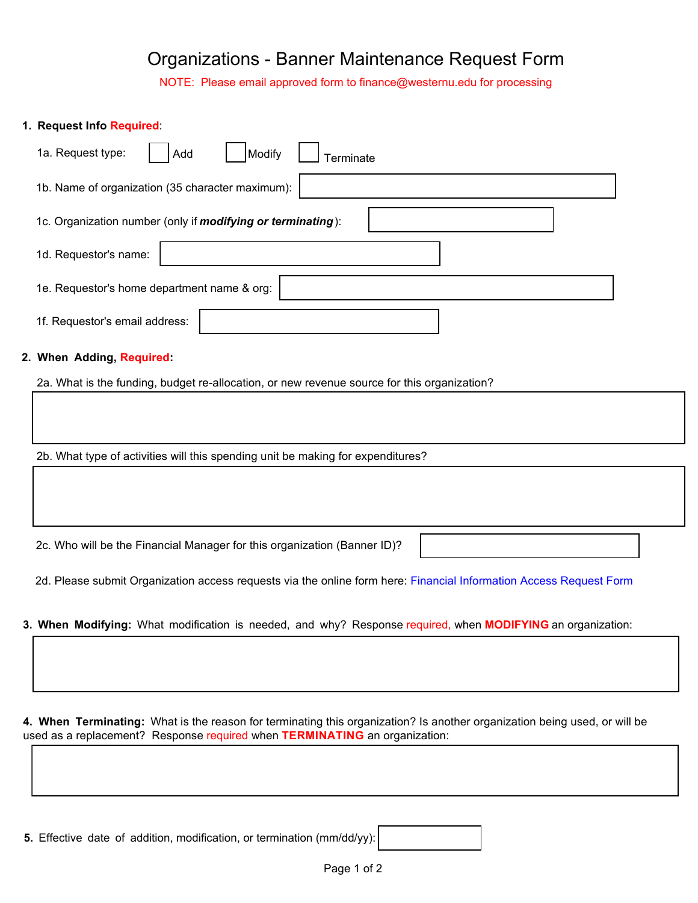# Organizations - Banner Maintenance Request Form

NOTE: Please email approved form to finance@westernu.edu for processing

**1. Request Info Required:**

1a. Request type: ☐ Add ☐ Modify ☐ Terminate

1b. Name of organization (35 character maximum):

1c. Organization number (only if ***modifying or terminating***):

1d. Requestor's name:

1e. Requestor's home department name & org:

1f. Requestor's email address:

**2. When Adding, Required:**

2a. What is the funding, budget re-allocation, or new revenue source for this organization?

2b. What type of activities will this spending unit be making for expenditures?

2c. Who will be the Financial Manager for this organization (Banner ID)?

2d. Please submit Organization access requests via the online form here: Financial Information Access Request Form

**3. When Modifying:** What modification is needed, and why? Response required, when **MODIFYING** an organization:

**4. When Terminating:** What is the reason for terminating this organization? Is another organization being used, or will be used as a replacement? Response required when **TERMINATING** an organization:

**5.** Effective date of addition, modification, or termination (mm/dd/yy):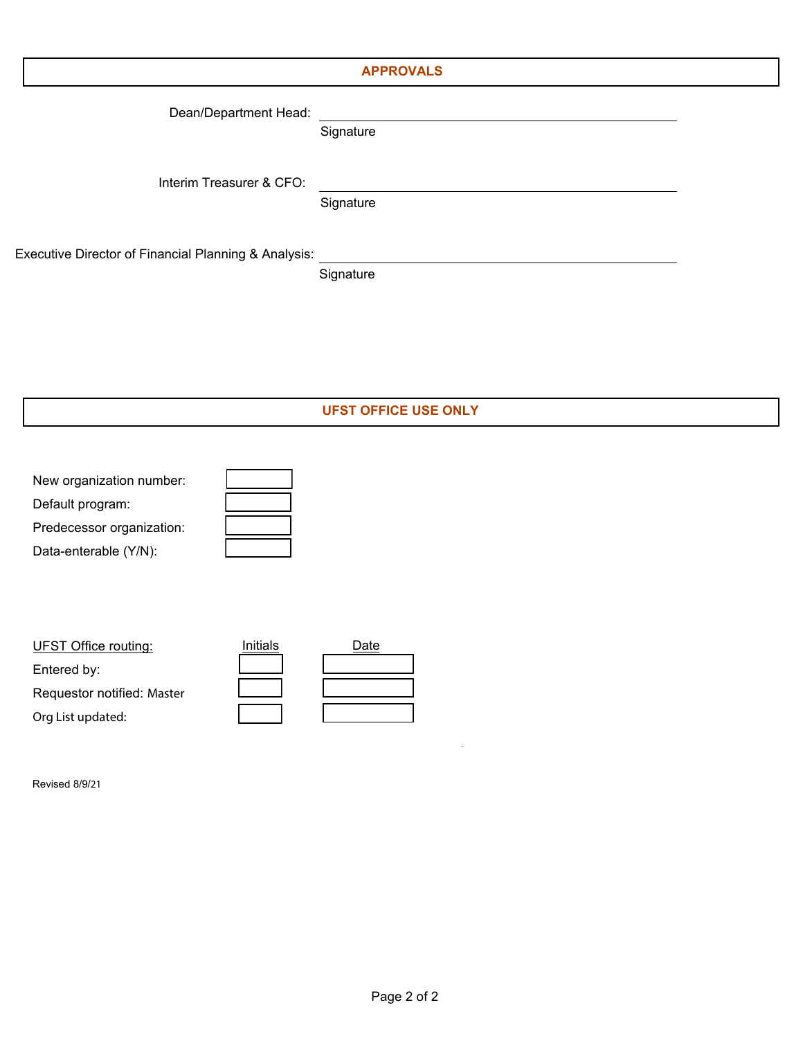## APPROVALS

Dean/Department Head: ______________________________
Signature

Interim Treasurer & CFO: ______________________________
Signature

Executive Director of Financial Planning & Analysis: ______________________________
Signature

## UFST OFFICE USE ONLY

| | |
|---|---|
| New organization number: | |
| Default program: | |
| Predecessor organization: | |
| Data-enterable (Y/N): | |

| UFST Office routing: | Initials | Date |
|---|---|---|
| Entered by: | | |
| Requestor notified: Master | | |
| Org List updated: | | |

Revised 8/9/21